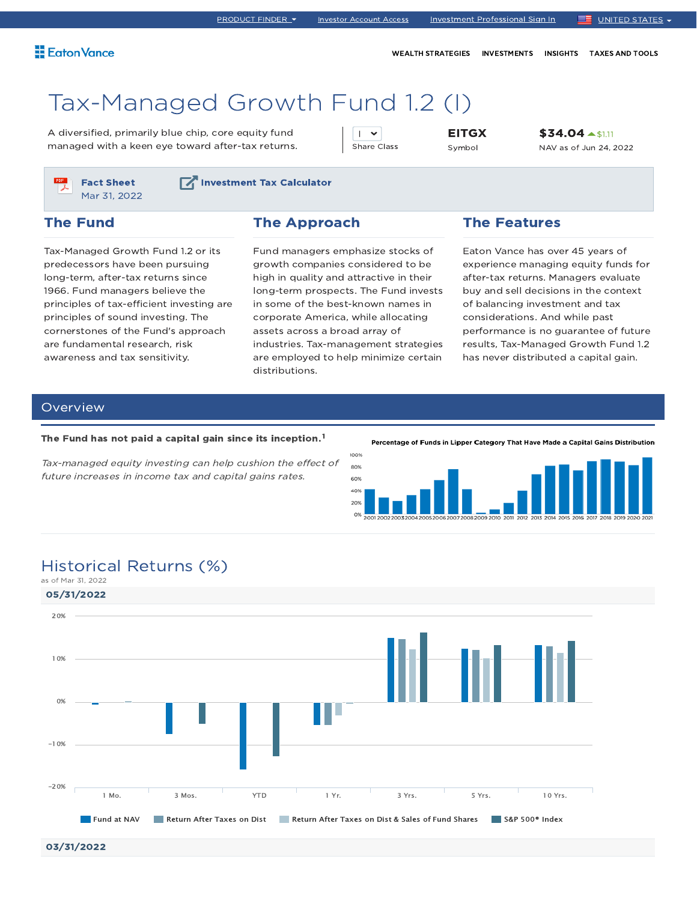PRODUCT FINDER | Investor Account Access | Investment Professional Sign In | UNITED STATES

Eaton Vance

WEALTH STRATEGIES | INVESTMENTS | INSIGHTS | TAXES AND TOOLS

# Tax-Managed Growth Fund 1.2 (I)

A diversified, primarily blue chip, core equity fund managed with a keen eye toward after-tax returns.

| Share Class | Symbol | NAV as of Jun 24, 2022 |
|---|---|---|
| I | EITGX | $34.04 ▲$1.11 |

**Fact Sheet** Mar 31, 2022

**Investment Tax Calculator**

## The Fund

Tax-Managed Growth Fund 1.2 or its predecessors have been pursuing long-term, after-tax returns since 1966. Fund managers believe the principles of tax-efficient investing are principles of sound investing. The cornerstones of the Fund's approach are fundamental research, risk awareness and tax sensitivity.

## The Approach

Fund managers emphasize stocks of growth companies considered to be high in quality and attractive in their long-term prospects. The Fund invests in some of the best-known names in corporate America, while allocating assets across a broad array of industries. Tax-management strategies are employed to help minimize certain distributions.

## The Features

Eaton Vance has over 45 years of experience managing equity funds for after-tax returns. Managers evaluate buy and sell decisions in the context of balancing investment and tax considerations. And while past performance is no guarantee of future results, Tax-Managed Growth Fund 1.2 has never distributed a capital gain.

## Overview

**The Fund has not paid a capital gain since its inception.[1]**

*Tax-managed equity investing can help cushion the effect of future increases in income tax and capital gains rates.*

**Percentage of Funds in Lipper Category That Have Made a Capital Gains Distribution**

## Historical Returns (%)

as of Mar 31, 2022

**05/31/2022**

Legend: Fund at NAV | Return After Taxes on Dist | Return After Taxes on Dist & Sales of Fund Shares | S&P 500® Index

Periods: 1 Mo. | 3 Mos. | YTD | 1 Yr. | 3 Yrs. | 5 Yrs. | 10 Yrs.

**03/31/2022**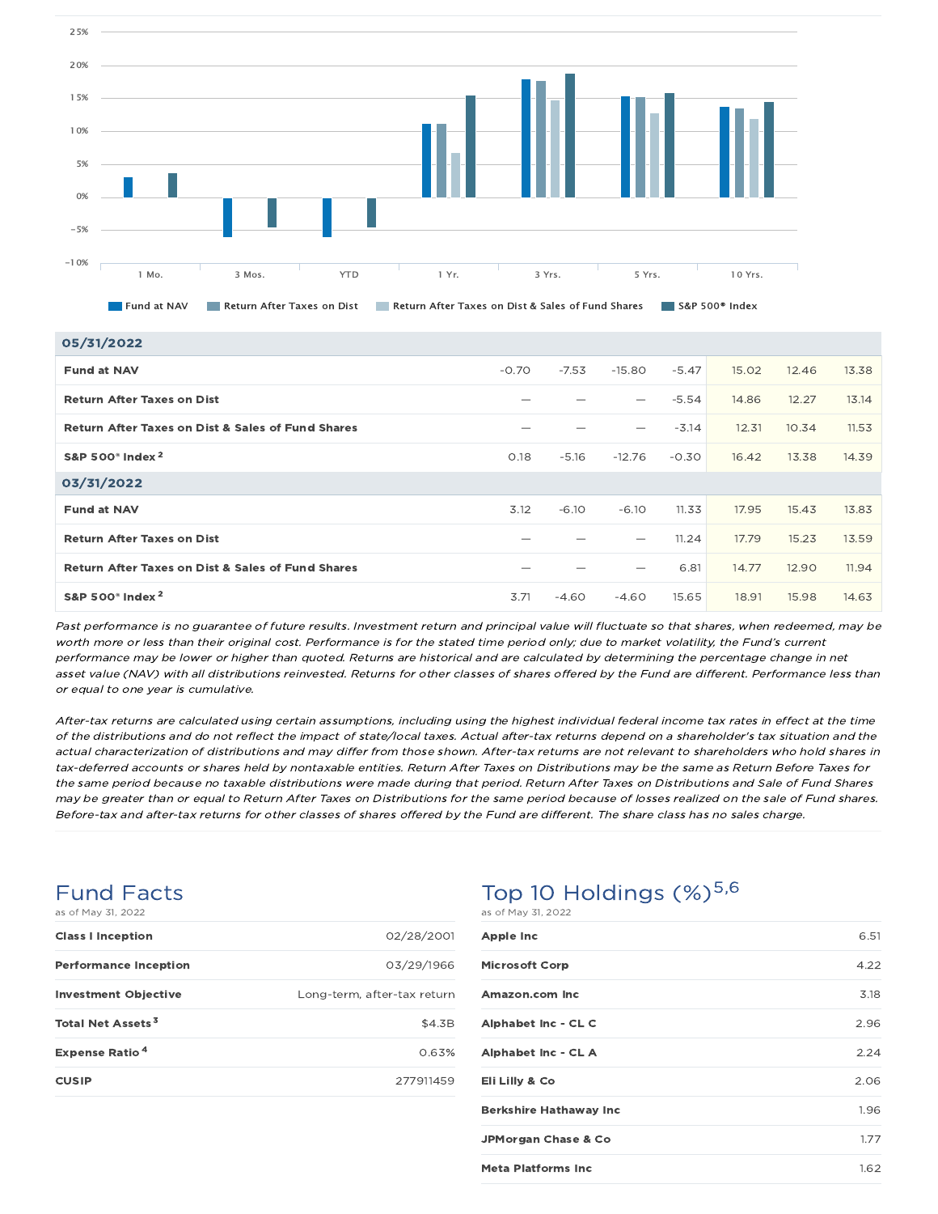| | | | | | | | |
|---|---|---|---|---|---|---|---|
| **05/31/2022** | | | | | | | |
| **Fund at NAV** | -0.70 | -7.53 | -15.80 | -5.47 | 15.02 | 12.46 | 13.38 |
| **Return After Taxes on Dist** | — | — | — | -5.54 | 14.86 | 12.27 | 13.14 |
| **Return After Taxes on Dist & Sales of Fund Shares** | — | — | — | -3.14 | 12.31 | 10.34 | 11.53 |
| **S&P 500® Index [2]** | 0.18 | -5.16 | -12.76 | -0.30 | 16.42 | 13.38 | 14.39 |
| **03/31/2022** | | | | | | | |
| **Fund at NAV** | 3.12 | -6.10 | -6.10 | 11.33 | 17.95 | 15.43 | 13.83 |
| **Return After Taxes on Dist** | — | — | — | 11.24 | 17.79 | 15.23 | 13.59 |
| **Return After Taxes on Dist & Sales of Fund Shares** | — | — | — | 6.81 | 14.77 | 12.90 | 11.94 |
| **S&P 500® Index [2]** | 3.71 | -4.60 | -4.60 | 15.65 | 18.91 | 15.98 | 14.63 |

*Past performance is no guarantee of future results. Investment return and principal value will fluctuate so that shares, when redeemed, may be worth more or less than their original cost. Performance is for the stated time period only; due to market volatility, the Fund's current performance may be lower or higher than quoted. Returns are historical and are calculated by determining the percentage change in net asset value (NAV) with all distributions reinvested. Returns for other classes of shares offered by the Fund are different. Performance less than or equal to one year is cumulative.*

*After-tax returns are calculated using certain assumptions, including using the highest individual federal income tax rates in effect at the time of the distributions and do not reflect the impact of state/local taxes. Actual after-tax returns depend on a shareholder's tax situation and the actual characterization of distributions and may differ from those shown. After-tax returns are not relevant to shareholders who hold shares in tax-deferred accounts or shares held by nontaxable entities. Return After Taxes on Distributions may be the same as Return Before Taxes for the same period because no taxable distributions were made during that period. Return After Taxes on Distributions and Sale of Fund Shares may be greater than or equal to Return After Taxes on Distributions for the same period because of losses realized on the sale of Fund shares. Before-tax and after-tax returns for other classes of shares offered by the Fund are different. The share class has no sales charge.*

## Fund Facts

as of May 31, 2022

| | |
|---|---|
| **Class I Inception** | 02/28/2001 |
| **Performance Inception** | 03/29/1966 |
| **Investment Objective** | Long-term, after-tax return |
| **Total Net Assets [3]** | $4.3B |
| **Expense Ratio [4]** | 0.63% |
| **CUSIP** | 277911459 |

## Top 10 Holdings (%)[5,6]

as of May 31, 2022

| | |
|---|---|
| **Apple Inc** | 6.51 |
| **Microsoft Corp** | 4.22 |
| **Amazon.com Inc** | 3.18 |
| **Alphabet Inc - CL C** | 2.96 |
| **Alphabet Inc - CL A** | 2.24 |
| **Eli Lilly & Co** | 2.06 |
| **Berkshire Hathaway Inc** | 1.96 |
| **JPMorgan Chase & Co** | 1.77 |
| **Meta Platforms Inc** | 1.62 |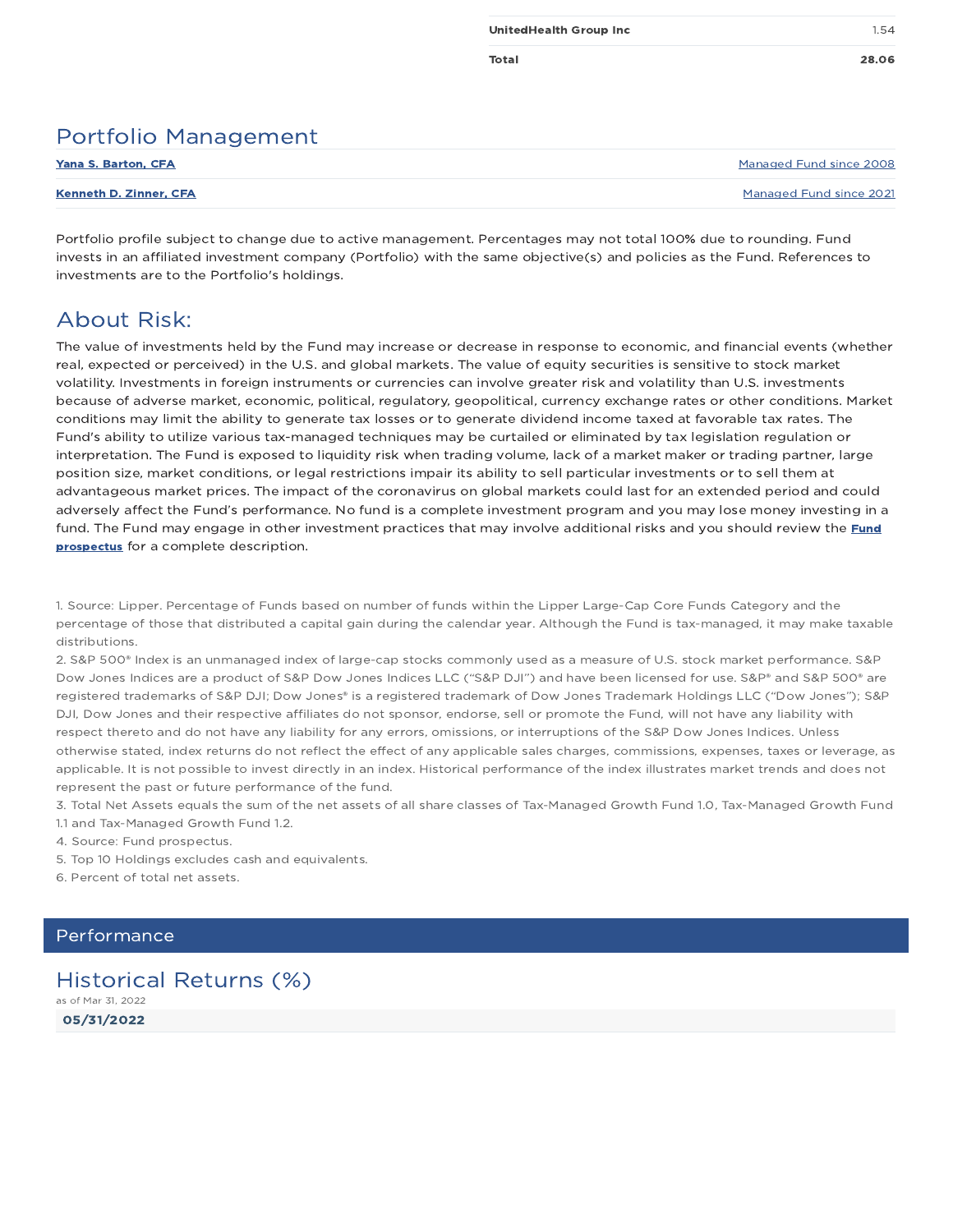| | |
|---|---|
| **UnitedHealth Group Inc** | 1.54 |
| **Total** | **28.06** |

## Portfolio Management

| | |
|---|---|
| **Yana S. Barton, CFA** | Managed Fund since 2008 |
| **Kenneth D. Zinner, CFA** | Managed Fund since 2021 |

Portfolio profile subject to change due to active management. Percentages may not total 100% due to rounding. Fund invests in an affiliated investment company (Portfolio) with the same objective(s) and policies as the Fund. References to investments are to the Portfolio's holdings.

## About Risk:

The value of investments held by the Fund may increase or decrease in response to economic, and financial events (whether real, expected or perceived) in the U.S. and global markets. The value of equity securities is sensitive to stock market volatility. Investments in foreign instruments or currencies can involve greater risk and volatility than U.S. investments because of adverse market, economic, political, regulatory, geopolitical, currency exchange rates or other conditions. Market conditions may limit the ability to generate tax losses or to generate dividend income taxed at favorable tax rates. The Fund's ability to utilize various tax-managed techniques may be curtailed or eliminated by tax legislation regulation or interpretation. The Fund is exposed to liquidity risk when trading volume, lack of a market maker or trading partner, large position size, market conditions, or legal restrictions impair its ability to sell particular investments or to sell them at advantageous market prices. The impact of the coronavirus on global markets could last for an extended period and could adversely affect the Fund's performance. No fund is a complete investment program and you may lose money investing in a fund. The Fund may engage in other investment practices that may involve additional risks and you should review the **Fund prospectus** for a complete description.

1. Source: Lipper. Percentage of Funds based on number of funds within the Lipper Large-Cap Core Funds Category and the percentage of those that distributed a capital gain during the calendar year. Although the Fund is tax-managed, it may make taxable distributions.
2. S&P 500® Index is an unmanaged index of large-cap stocks commonly used as a measure of U.S. stock market performance. S&P Dow Jones Indices are a product of S&P Dow Jones Indices LLC ("S&P DJI") and have been licensed for use. S&P® and S&P 500® are registered trademarks of S&P DJI; Dow Jones® is a registered trademark of Dow Jones Trademark Holdings LLC ("Dow Jones"); S&P DJI, Dow Jones and their respective affiliates do not sponsor, endorse, sell or promote the Fund, will not have any liability with respect thereto and do not have any liability for any errors, omissions, or interruptions of the S&P Dow Jones Indices. Unless otherwise stated, index returns do not reflect the effect of any applicable sales charges, commissions, expenses, taxes or leverage, as applicable. It is not possible to invest directly in an index. Historical performance of the index illustrates market trends and does not represent the past or future performance of the fund.
3. Total Net Assets equals the sum of the net assets of all share classes of Tax-Managed Growth Fund 1.0, Tax-Managed Growth Fund 1.1 and Tax-Managed Growth Fund 1.2.
4. Source: Fund prospectus.
5. Top 10 Holdings excludes cash and equivalents.
6. Percent of total net assets.

## Performance

## Historical Returns (%)

as of Mar 31, 2022

**05/31/2022**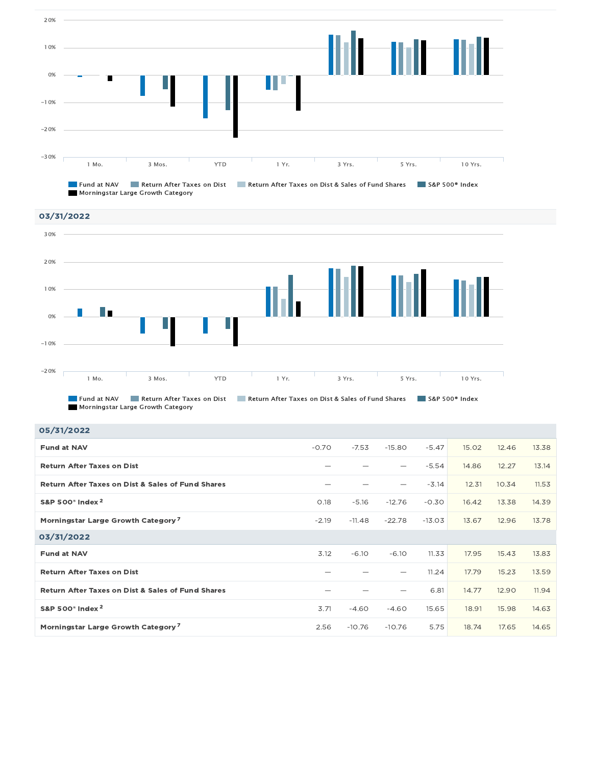1 Mo. | 3 Mos. | YTD | 1 Yr. | 3 Yrs. | 5 Yrs. | 10 Yrs.

Fund at NAV | Return After Taxes on Dist | Return After Taxes on Dist & Sales of Fund Shares | S&P 500® Index | Morningstar Large Growth Category

## 03/31/2022

1 Mo. | 3 Mos. | YTD | 1 Yr. | 3 Yrs. | 5 Yrs. | 10 Yrs.

Fund at NAV | Return After Taxes on Dist | Return After Taxes on Dist & Sales of Fund Shares | S&P 500® Index | Morningstar Large Growth Category

## 05/31/2022

| | 1 Mo. | 3 Mos. | YTD | 1 Yr. | 3 Yrs. | 5 Yrs. | 10 Yrs. |
|---|---|---|---|---|---|---|---|
| **Fund at NAV** | -0.70 | -7.53 | -15.80 | -5.47 | 15.02 | 12.46 | 13.38 |
| **Return After Taxes on Dist** | — | — | — | -5.54 | 14.86 | 12.27 | 13.14 |
| **Return After Taxes on Dist & Sales of Fund Shares** | — | — | — | -3.14 | 12.31 | 10.34 | 11.53 |
| **S&P 500® Index [2]** | 0.18 | -5.16 | -12.76 | -0.30 | 16.42 | 13.38 | 14.39 |
| **Morningstar Large Growth Category [7]** | -2.19 | -11.48 | -22.78 | -13.03 | 13.67 | 12.96 | 13.78 |

## 03/31/2022

| | 1 Mo. | 3 Mos. | YTD | 1 Yr. | 3 Yrs. | 5 Yrs. | 10 Yrs. |
|---|---|---|---|---|---|---|---|
| **Fund at NAV** | 3.12 | -6.10 | -6.10 | 11.33 | 17.95 | 15.43 | 13.83 |
| **Return After Taxes on Dist** | — | — | — | 11.24 | 17.79 | 15.23 | 13.59 |
| **Return After Taxes on Dist & Sales of Fund Shares** | — | — | — | 6.81 | 14.77 | 12.90 | 11.94 |
| **S&P 500® Index [2]** | 3.71 | -4.60 | -4.60 | 15.65 | 18.91 | 15.98 | 14.63 |
| **Morningstar Large Growth Category [7]** | 2.56 | -10.76 | -10.76 | 5.75 | 18.74 | 17.65 | 14.65 |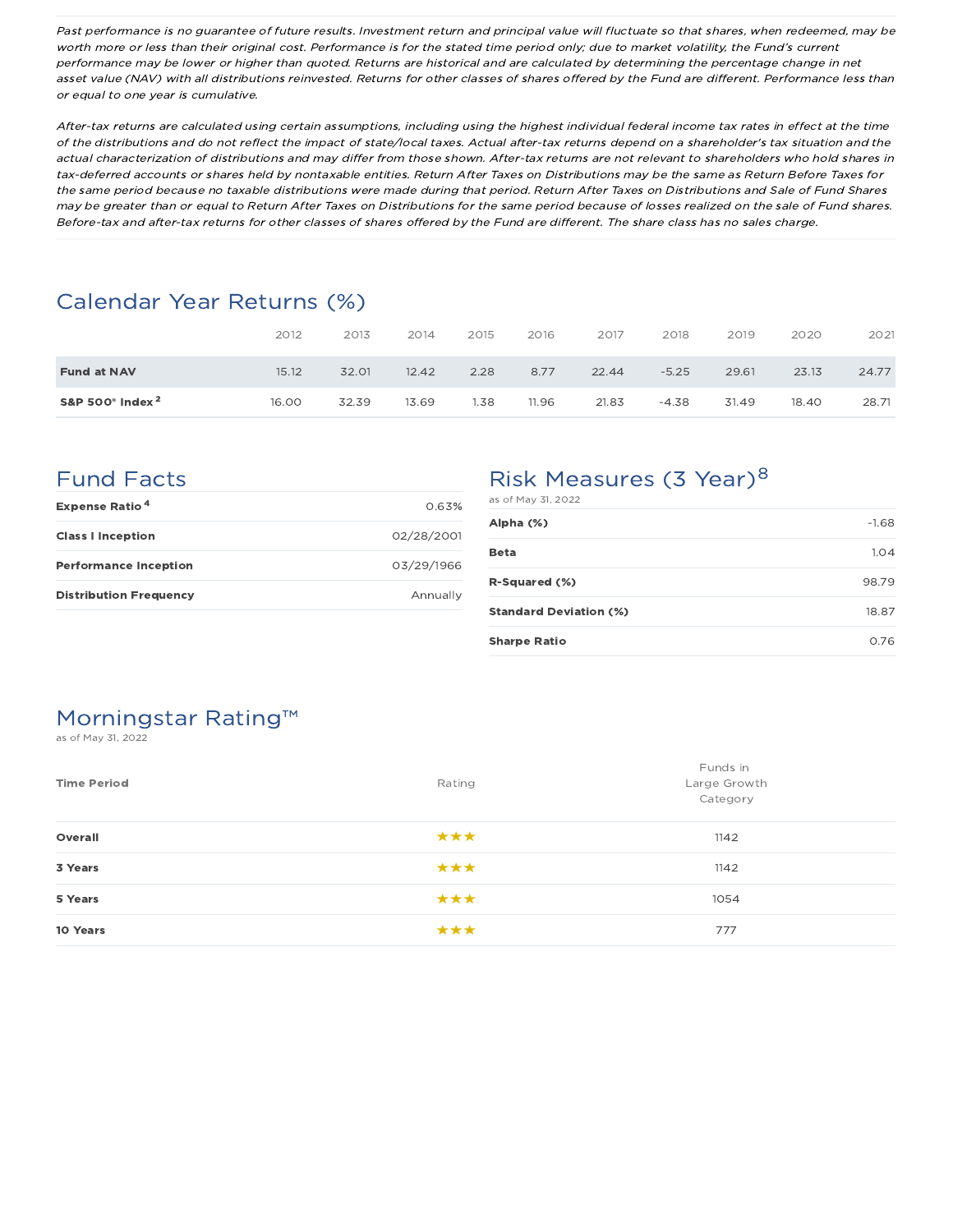*Past performance is no guarantee of future results. Investment return and principal value will fluctuate so that shares, when redeemed, may be worth more or less than their original cost. Performance is for the stated time period only; due to market volatility, the Fund's current performance may be lower or higher than quoted. Returns are historical and are calculated by determining the percentage change in net asset value (NAV) with all distributions reinvested. Returns for other classes of shares offered by the Fund are different. Performance less than or equal to one year is cumulative.*

*After-tax returns are calculated using certain assumptions, including using the highest individual federal income tax rates in effect at the time of the distributions and do not reflect the impact of state/local taxes. Actual after-tax returns depend on a shareholder's tax situation and the actual characterization of distributions and may differ from those shown. After-tax returns are not relevant to shareholders who hold shares in tax-deferred accounts or shares held by nontaxable entities. Return After Taxes on Distributions may be the same as Return Before Taxes for the same period because no taxable distributions were made during that period. Return After Taxes on Distributions and Sale of Fund Shares may be greater than or equal to Return After Taxes on Distributions for the same period because of losses realized on the sale of Fund shares. Before-tax and after-tax returns for other classes of shares offered by the Fund are different. The share class has no sales charge.*

## Calendar Year Returns (%)

| | 2012 | 2013 | 2014 | 2015 | 2016 | 2017 | 2018 | 2019 | 2020 | 2021 |
|---|---|---|---|---|---|---|---|---|---|---|
| **Fund at NAV** | 15.12 | 32.01 | 12.42 | 2.28 | 8.77 | 22.44 | -5.25 | 29.61 | 23.13 | 24.77 |
| **S&P 500® Index** [2] | 16.00 | 32.39 | 13.69 | 1.38 | 11.96 | 21.83 | -4.38 | 31.49 | 18.40 | 28.71 |

## Fund Facts

| | |
|---|---|
| **Expense Ratio** [4] | 0.63% |
| **Class I Inception** | 02/28/2001 |
| **Performance Inception** | 03/29/1966 |
| **Distribution Frequency** | Annually |

## Risk Measures (3 Year)[8]

as of May 31, 2022

| | |
|---|---|
| **Alpha (%)** | -1.68 |
| **Beta** | 1.04 |
| **R-Squared (%)** | 98.79 |
| **Standard Deviation (%)** | 18.87 |
| **Sharpe Ratio** | 0.76 |

## Morningstar Rating™

as of May 31, 2022

| Time Period | Rating | Funds in Large Growth Category |
|---|---|---|
| **Overall** | ★★★ | 1142 |
| **3 Years** | ★★★ | 1142 |
| **5 Years** | ★★★ | 1054 |
| **10 Years** | ★★★ | 777 |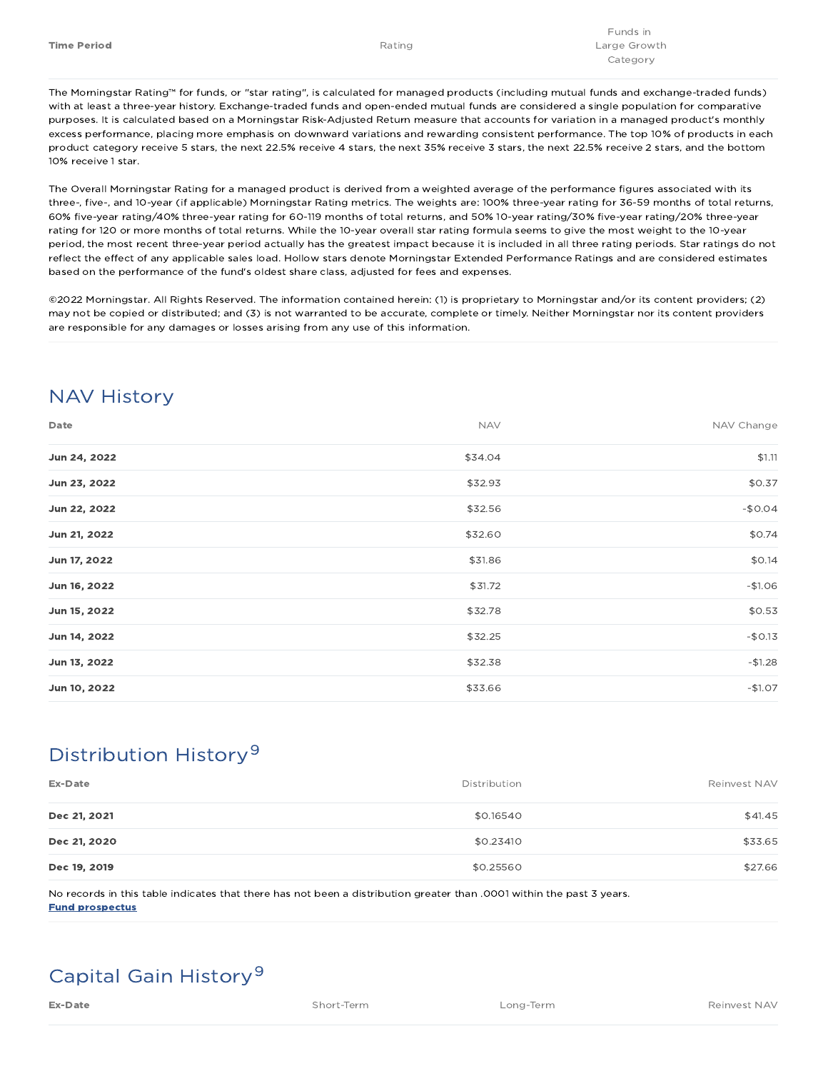| Time Period | Rating | Funds in Large Growth Category |
|---|---|---|

The Morningstar Rating™ for funds, or "star rating", is calculated for managed products (including mutual funds and exchange-traded funds) with at least a three-year history. Exchange-traded funds and open-ended mutual funds are considered a single population for comparative purposes. It is calculated based on a Morningstar Risk-Adjusted Return measure that accounts for variation in a managed product's monthly excess performance, placing more emphasis on downward variations and rewarding consistent performance. The top 10% of products in each product category receive 5 stars, the next 22.5% receive 4 stars, the next 35% receive 3 stars, the next 22.5% receive 2 stars, and the bottom 10% receive 1 star.

The Overall Morningstar Rating for a managed product is derived from a weighted average of the performance figures associated with its three-, five-, and 10-year (if applicable) Morningstar Rating metrics. The weights are: 100% three-year rating for 36-59 months of total returns, 60% five-year rating/40% three-year rating for 60-119 months of total returns, and 50% 10-year rating/30% five-year rating/20% three-year rating for 120 or more months of total returns. While the 10-year overall star rating formula seems to give the most weight to the 10-year period, the most recent three-year period actually has the greatest impact because it is included in all three rating periods. Star ratings do not reflect the effect of any applicable sales load. Hollow stars denote Morningstar Extended Performance Ratings and are considered estimates based on the performance of the fund's oldest share class, adjusted for fees and expenses.

©2022 Morningstar. All Rights Reserved. The information contained herein: (1) is proprietary to Morningstar and/or its content providers; (2) may not be copied or distributed; and (3) is not warranted to be accurate, complete or timely. Neither Morningstar nor its content providers are responsible for any damages or losses arising from any use of this information.

## NAV History

| Date | NAV | NAV Change |
|---|---|---|
| **Jun 24, 2022** | $34.04 | $1.11 |
| **Jun 23, 2022** | $32.93 | $0.37 |
| **Jun 22, 2022** | $32.56 | -$0.04 |
| **Jun 21, 2022** | $32.60 | $0.74 |
| **Jun 17, 2022** | $31.86 | $0.14 |
| **Jun 16, 2022** | $31.72 | -$1.06 |
| **Jun 15, 2022** | $32.78 | $0.53 |
| **Jun 14, 2022** | $32.25 | -$0.13 |
| **Jun 13, 2022** | $32.38 | -$1.28 |
| **Jun 10, 2022** | $33.66 | -$1.07 |

## Distribution History[9]

| Ex-Date | Distribution | Reinvest NAV |
|---|---|---|
| **Dec 21, 2021** | $0.16540 | $41.45 |
| **Dec 21, 2020** | $0.23410 | $33.65 |
| **Dec 19, 2019** | $0.25560 | $27.66 |

No records in this table indicates that there has not been a distribution greater than .0001 within the past 3 years.
**Fund prospectus**

## Capital Gain History[9]

| Ex-Date | Short-Term | Long-Term | Reinvest NAV |
|---|---|---|---|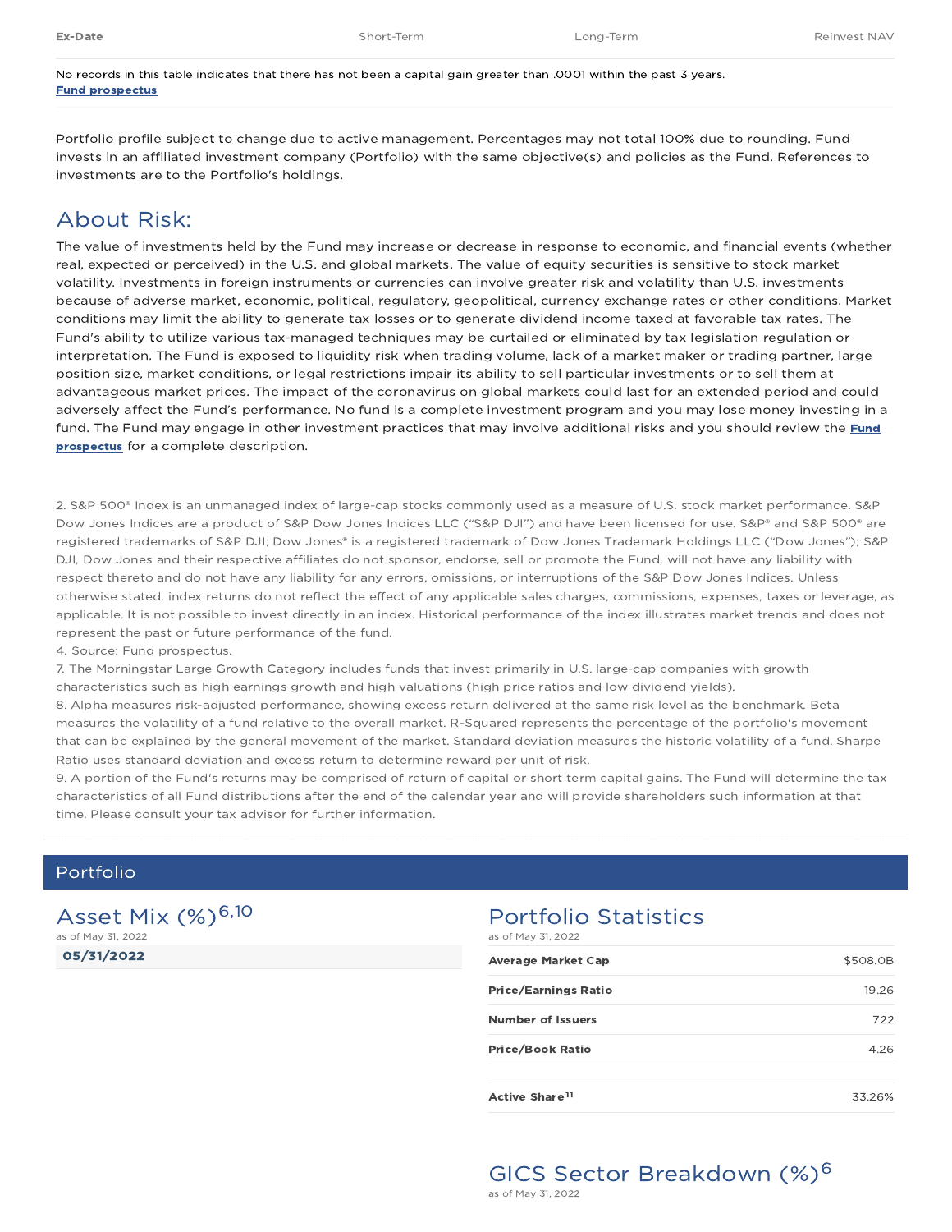| Ex-Date | Short-Term | Long-Term | Reinvest NAV |
|---|---|---|---|

No records in this table indicates that there has not been a capital gain greater than .0001 within the past 3 years.
**Fund prospectus**

Portfolio profile subject to change due to active management. Percentages may not total 100% due to rounding. Fund invests in an affiliated investment company (Portfolio) with the same objective(s) and policies as the Fund. References to investments are to the Portfolio's holdings.

## About Risk:

The value of investments held by the Fund may increase or decrease in response to economic, and financial events (whether real, expected or perceived) in the U.S. and global markets. The value of equity securities is sensitive to stock market volatility. Investments in foreign instruments or currencies can involve greater risk and volatility than U.S. investments because of adverse market, economic, political, regulatory, geopolitical, currency exchange rates or other conditions. Market conditions may limit the ability to generate tax losses or to generate dividend income taxed at favorable tax rates. The Fund's ability to utilize various tax-managed techniques may be curtailed or eliminated by tax legislation regulation or interpretation. The Fund is exposed to liquidity risk when trading volume, lack of a market maker or trading partner, large position size, market conditions, or legal restrictions impair its ability to sell particular investments or to sell them at advantageous market prices. The impact of the coronavirus on global markets could last for an extended period and could adversely affect the Fund's performance. No fund is a complete investment program and you may lose money investing in a fund. The Fund may engage in other investment practices that may involve additional risks and you should review the **Fund prospectus** for a complete description.

2. S&P 500® Index is an unmanaged index of large-cap stocks commonly used as a measure of U.S. stock market performance. S&P Dow Jones Indices are a product of S&P Dow Jones Indices LLC ("S&P DJI") and have been licensed for use. S&P® and S&P 500® are registered trademarks of S&P DJI; Dow Jones® is a registered trademark of Dow Jones Trademark Holdings LLC ("Dow Jones"); S&P DJI, Dow Jones and their respective affiliates do not sponsor, endorse, sell or promote the Fund, will not have any liability with respect thereto and do not have any liability for any errors, omissions, or interruptions of the S&P Dow Jones Indices. Unless otherwise stated, index returns do not reflect the effect of any applicable sales charges, commissions, expenses, taxes or leverage, as applicable. It is not possible to invest directly in an index. Historical performance of the index illustrates market trends and does not represent the past or future performance of the fund.
4. Source: Fund prospectus.
7. The Morningstar Large Growth Category includes funds that invest primarily in U.S. large-cap companies with growth characteristics such as high earnings growth and high valuations (high price ratios and low dividend yields).
8. Alpha measures risk-adjusted performance, showing excess return delivered at the same risk level as the benchmark. Beta measures the volatility of a fund relative to the overall market. R-Squared represents the percentage of the portfolio's movement that can be explained by the general movement of the market. Standard deviation measures the historic volatility of a fund. Sharpe Ratio uses standard deviation and excess return to determine reward per unit of risk.
9. A portion of the Fund's returns may be comprised of return of capital or short term capital gains. The Fund will determine the tax characteristics of all Fund distributions after the end of the calendar year and will provide shareholders such information at that time. Please consult your tax advisor for further information.

## Portfolio

### Asset Mix (%)[6,10]

as of May 31, 2022

**05/31/2022**

### Portfolio Statistics

as of May 31, 2022

| | |
|---|---|
| **Average Market Cap** | $508.0B |
| **Price/Earnings Ratio** | 19.26 |
| **Number of Issuers** | 722 |
| **Price/Book Ratio** | 4.26 |
| **Active Share**[11] | 33.26% |

### GICS Sector Breakdown (%)[6]

as of May 31, 2022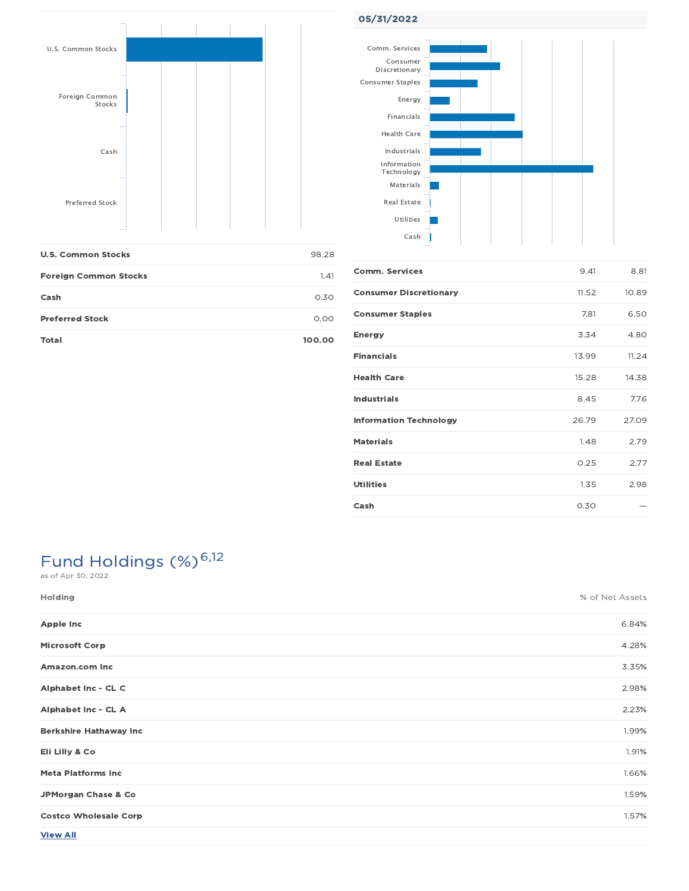| | |
|---|---|
| **U.S. Common Stocks** | 98.28 |
| **Foreign Common Stocks** | 1.41 |
| **Cash** | 0.30 |
| **Preferred Stock** | 0.00 |
| **Total** | **100.00** |

**05/31/2022**

| | | |
|---|---|---|
| **Comm. Services** | 9.41 | 8.81 |
| **Consumer Discretionary** | 11.52 | 10.89 |
| **Consumer Staples** | 7.81 | 6.50 |
| **Energy** | 3.34 | 4.80 |
| **Financials** | 13.99 | 11.24 |
| **Health Care** | 15.28 | 14.38 |
| **Industrials** | 8.45 | 7.76 |
| **Information Technology** | 26.79 | 27.09 |
| **Materials** | 1.48 | 2.79 |
| **Real Estate** | 0.25 | 2.77 |
| **Utilities** | 1.35 | 2.98 |
| **Cash** | 0.30 | — |

# Fund Holdings (%)[6,12]

as of Apr 30, 2022

| Holding | % of Net Assets |
|---|---|
| **Apple Inc** | 6.84% |
| **Microsoft Corp** | 4.28% |
| **Amazon.com Inc** | 3.35% |
| **Alphabet Inc - CL C** | 2.98% |
| **Alphabet Inc - CL A** | 2.23% |
| **Berkshire Hathaway Inc** | 1.99% |
| **Eli Lilly & Co** | 1.91% |
| **Meta Platforms Inc** | 1.66% |
| **JPMorgan Chase & Co** | 1.59% |
| **Costco Wholesale Corp** | 1.57% |

**View All**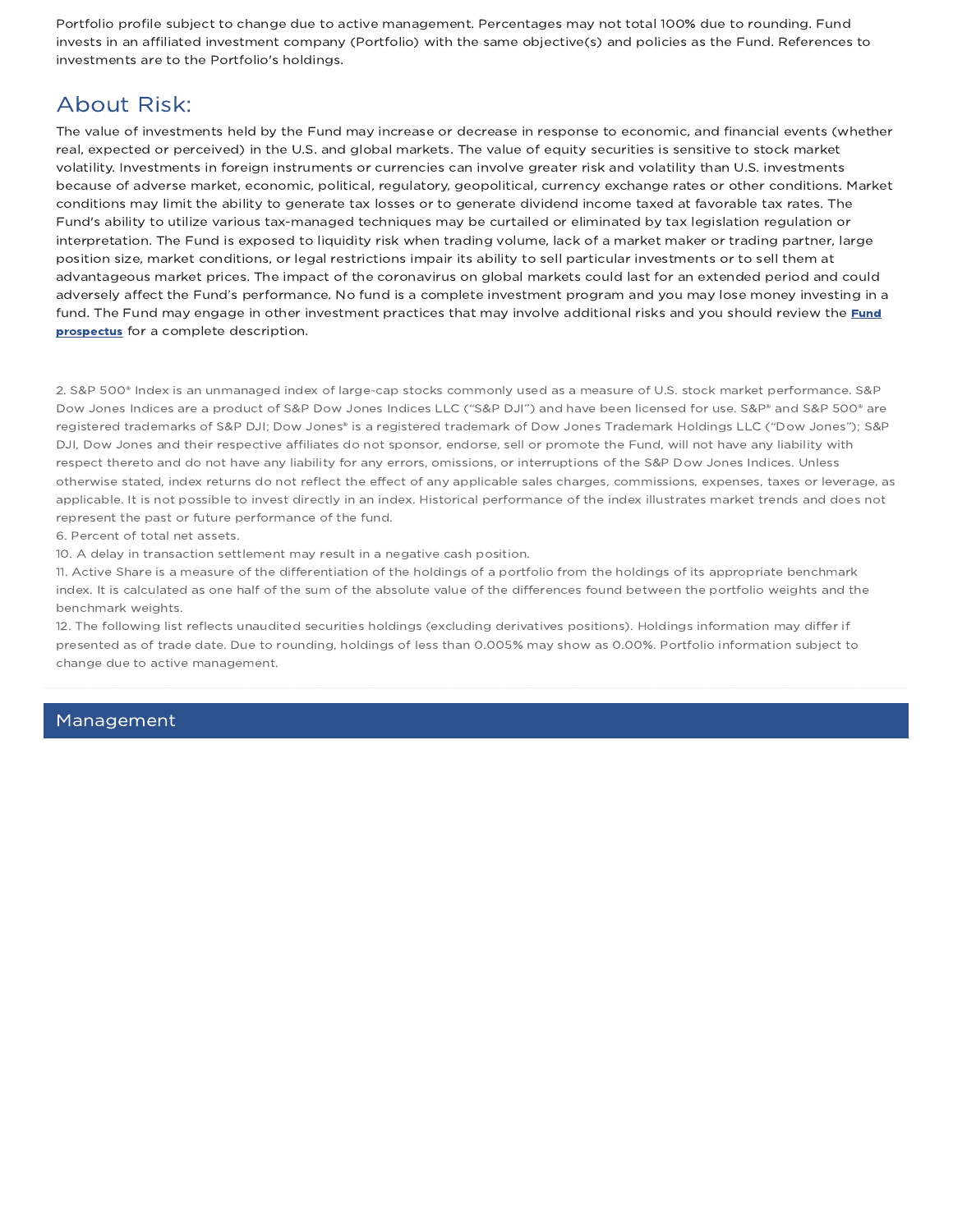Portfolio profile subject to change due to active management. Percentages may not total 100% due to rounding. Fund invests in an affiliated investment company (Portfolio) with the same objective(s) and policies as the Fund. References to investments are to the Portfolio's holdings.

## About Risk:

The value of investments held by the Fund may increase or decrease in response to economic, and financial events (whether real, expected or perceived) in the U.S. and global markets. The value of equity securities is sensitive to stock market volatility. Investments in foreign instruments or currencies can involve greater risk and volatility than U.S. investments because of adverse market, economic, political, regulatory, geopolitical, currency exchange rates or other conditions. Market conditions may limit the ability to generate tax losses or to generate dividend income taxed at favorable tax rates. The Fund's ability to utilize various tax-managed techniques may be curtailed or eliminated by tax legislation regulation or interpretation. The Fund is exposed to liquidity risk when trading volume, lack of a market maker or trading partner, large position size, market conditions, or legal restrictions impair its ability to sell particular investments or to sell them at advantageous market prices. The impact of the coronavirus on global markets could last for an extended period and could adversely affect the Fund's performance. No fund is a complete investment program and you may lose money investing in a fund. The Fund may engage in other investment practices that may involve additional risks and you should review the **Fund prospectus** for a complete description.

2. S&P 500® Index is an unmanaged index of large-cap stocks commonly used as a measure of U.S. stock market performance. S&P Dow Jones Indices are a product of S&P Dow Jones Indices LLC ("S&P DJI") and have been licensed for use. S&P® and S&P 500® are registered trademarks of S&P DJI; Dow Jones® is a registered trademark of Dow Jones Trademark Holdings LLC ("Dow Jones"); S&P DJI, Dow Jones and their respective affiliates do not sponsor, endorse, sell or promote the Fund, will not have any liability with respect thereto and do not have any liability for any errors, omissions, or interruptions of the S&P Dow Jones Indices. Unless otherwise stated, index returns do not reflect the effect of any applicable sales charges, commissions, expenses, taxes or leverage, as applicable. It is not possible to invest directly in an index. Historical performance of the index illustrates market trends and does not represent the past or future performance of the fund.
6. Percent of total net assets.
10. A delay in transaction settlement may result in a negative cash position.
11. Active Share is a measure of the differentiation of the holdings of a portfolio from the holdings of its appropriate benchmark index. It is calculated as one half of the sum of the absolute value of the differences found between the portfolio weights and the benchmark weights.
12. The following list reflects unaudited securities holdings (excluding derivatives positions). Holdings information may differ if presented as of trade date. Due to rounding, holdings of less than 0.005% may show as 0.00%. Portfolio information subject to change due to active management.

## Management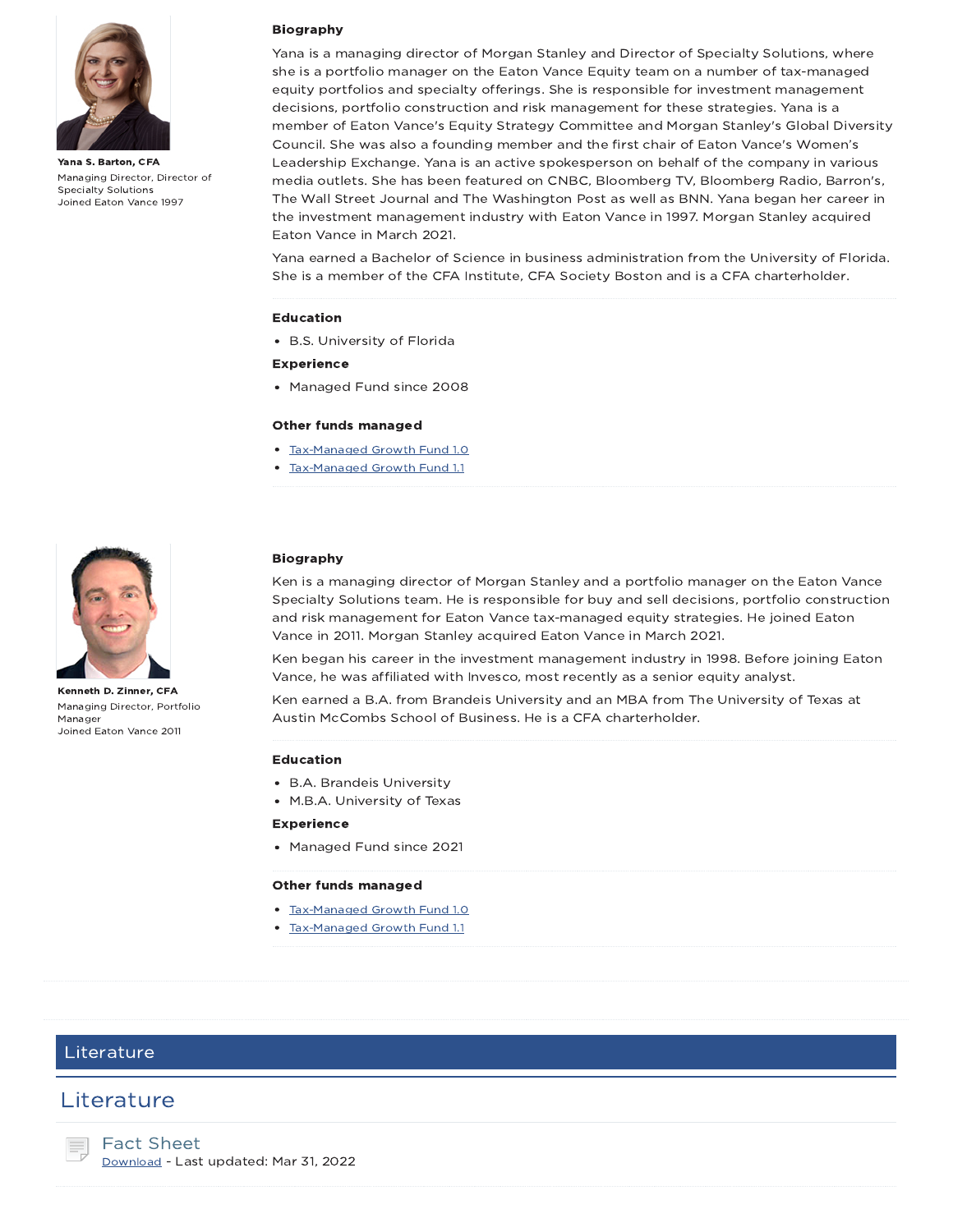**Yana S. Barton, CFA**

Managing Director, Director of Specialty Solutions

Joined Eaton Vance 1997

### Biography

Yana is a managing director of Morgan Stanley and Director of Specialty Solutions, where she is a portfolio manager on the Eaton Vance Equity team on a number of tax-managed equity portfolios and specialty offerings. She is responsible for investment management decisions, portfolio construction and risk management for these strategies. Yana is a member of Eaton Vance's Equity Strategy Committee and Morgan Stanley's Global Diversity Council. She was also a founding member and the first chair of Eaton Vance's Women's Leadership Exchange. Yana is an active spokesperson on behalf of the company in various media outlets. She has been featured on CNBC, Bloomberg TV, Bloomberg Radio, Barron's, The Wall Street Journal and The Washington Post as well as BNN. Yana began her career in the investment management industry with Eaton Vance in 1997. Morgan Stanley acquired Eaton Vance in March 2021.

Yana earned a Bachelor of Science in business administration from the University of Florida. She is a member of the CFA Institute, CFA Society Boston and is a CFA charterholder.

### Education

- B.S. University of Florida

### Experience

- Managed Fund since 2008

### Other funds managed

- Tax-Managed Growth Fund 1.0
- Tax-Managed Growth Fund 1.1

**Kenneth D. Zinner, CFA**

Managing Director, Portfolio Manager

Joined Eaton Vance 2011

### Biography

Ken is a managing director of Morgan Stanley and a portfolio manager on the Eaton Vance Specialty Solutions team. He is responsible for buy and sell decisions, portfolio construction and risk management for Eaton Vance tax-managed equity strategies. He joined Eaton Vance in 2011. Morgan Stanley acquired Eaton Vance in March 2021.

Ken began his career in the investment management industry in 1998. Before joining Eaton Vance, he was affiliated with Invesco, most recently as a senior equity analyst.

Ken earned a B.A. from Brandeis University and an MBA from The University of Texas at Austin McCombs School of Business. He is a CFA charterholder.

### Education

- B.A. Brandeis University
- M.B.A. University of Texas

### Experience

- Managed Fund since 2021

### Other funds managed

- Tax-Managed Growth Fund 1.0
- Tax-Managed Growth Fund 1.1

## Literature

## Literature

### Fact Sheet

Download - Last updated: Mar 31, 2022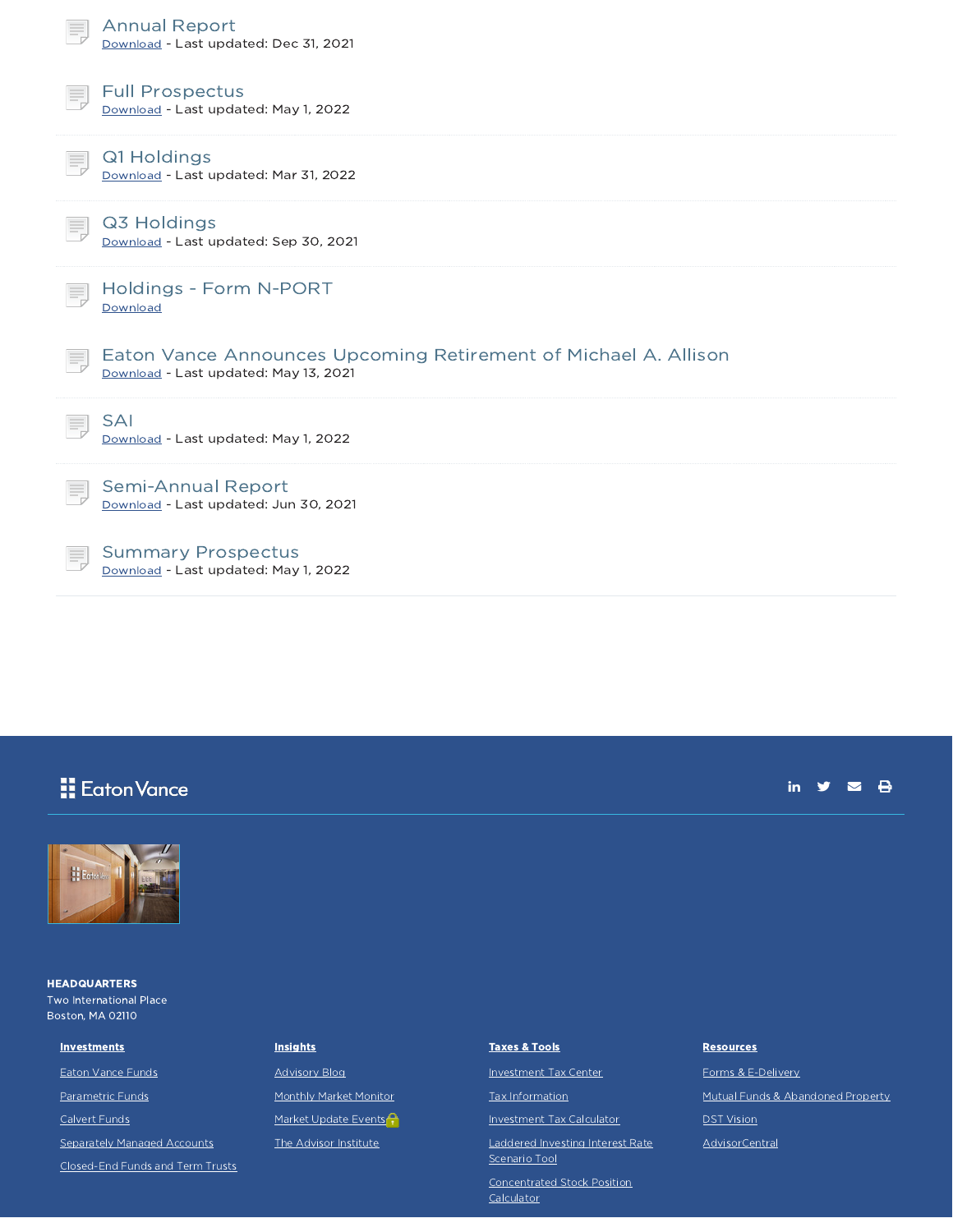### Annual Report
Download - Last updated: Dec 31, 2021

### Full Prospectus
Download - Last updated: May 1, 2022

### Q1 Holdings
Download - Last updated: Mar 31, 2022

### Q3 Holdings
Download - Last updated: Sep 30, 2021

### Holdings - Form N-PORT
Download

### Eaton Vance Announces Upcoming Retirement of Michael A. Allison
Download - Last updated: May 13, 2021

### SAI
Download - Last updated: May 1, 2022

### Semi-Annual Report
Download - Last updated: Jun 30, 2021

### Summary Prospectus
Download - Last updated: May 1, 2022

Eaton Vance

**HEADQUARTERS**
Two International Place
Boston, MA 02110

**Investments**
- Eaton Vance Funds
- Parametric Funds
- Calvert Funds
- Separately Managed Accounts
- Closed-End Funds and Term Trusts

**Insights**
- Advisory Blog
- Monthly Market Monitor
- Market Update Events
- The Advisor Institute

**Taxes & Tools**
- Investment Tax Center
- Tax Information
- Investment Tax Calculator
- Laddered Investing Interest Rate Scenario Tool
- Concentrated Stock Position Calculator

**Resources**
- Forms & E-Delivery
- Mutual Funds & Abandoned Property
- DST Vision
- AdvisorCentral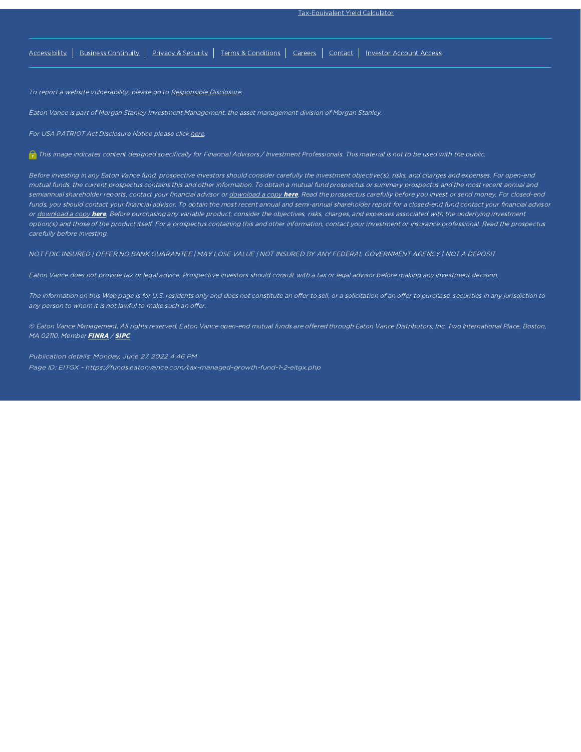Tax-Equivalent Yield Calculator

Accessibility | Business Continuity | Privacy & Security | Terms & Conditions | Careers | Contact | Investor Account Access

*To report a website vulnerability, please go to Responsible Disclosure.*

*Eaton Vance is part of Morgan Stanley Investment Management, the asset management division of Morgan Stanley.*

*For USA PATRIOT Act Disclosure Notice please click here.*

*This image indicates content designed specifically for Financial Advisors / Investment Professionals. This material is not to be used with the public.*

*Before investing in any Eaton Vance fund, prospective investors should consider carefully the investment objective(s), risks, and charges and expenses. For open-end mutual funds, the current prospectus contains this and other information. To obtain a mutual fund prospectus or summary prospectus and the most recent annual and semiannual shareholder reports, contact your financial advisor or download a copy **here**. Read the prospectus carefully before you invest or send money. For closed-end funds, you should contact your financial advisor. To obtain the most recent annual and semi-annual shareholder report for a closed-end fund contact your financial advisor or download a copy **here**. Before purchasing any variable product, consider the objectives, risks, charges, and expenses associated with the underlying investment option(s) and those of the product itself. For a prospectus containing this and other information, contact your investment or insurance professional. Read the prospectus carefully before investing.*

*NOT FDIC INSURED | OFFER NO BANK GUARANTEE | MAY LOSE VALUE | NOT INSURED BY ANY FEDERAL GOVERNMENT AGENCY | NOT A DEPOSIT*

*Eaton Vance does not provide tax or legal advice. Prospective investors should consult with a tax or legal advisor before making any investment decision.*

*The information on this Web page is for U.S. residents only and does not constitute an offer to sell, or a solicitation of an offer to purchase, securities in any jurisdiction to any person to whom it is not lawful to make such an offer.*

*© Eaton Vance Management. All rights reserved. Eaton Vance open-end mutual funds are offered through Eaton Vance Distributors, Inc. Two International Place, Boston, MA 02110. Member **FINRA** / **SIPC***

*Publication details: Monday, June 27, 2022 4:46 PM*
*Page ID: EITGX - https://funds.eatonvance.com/tax-managed-growth-fund-1-2-eitgx.php*